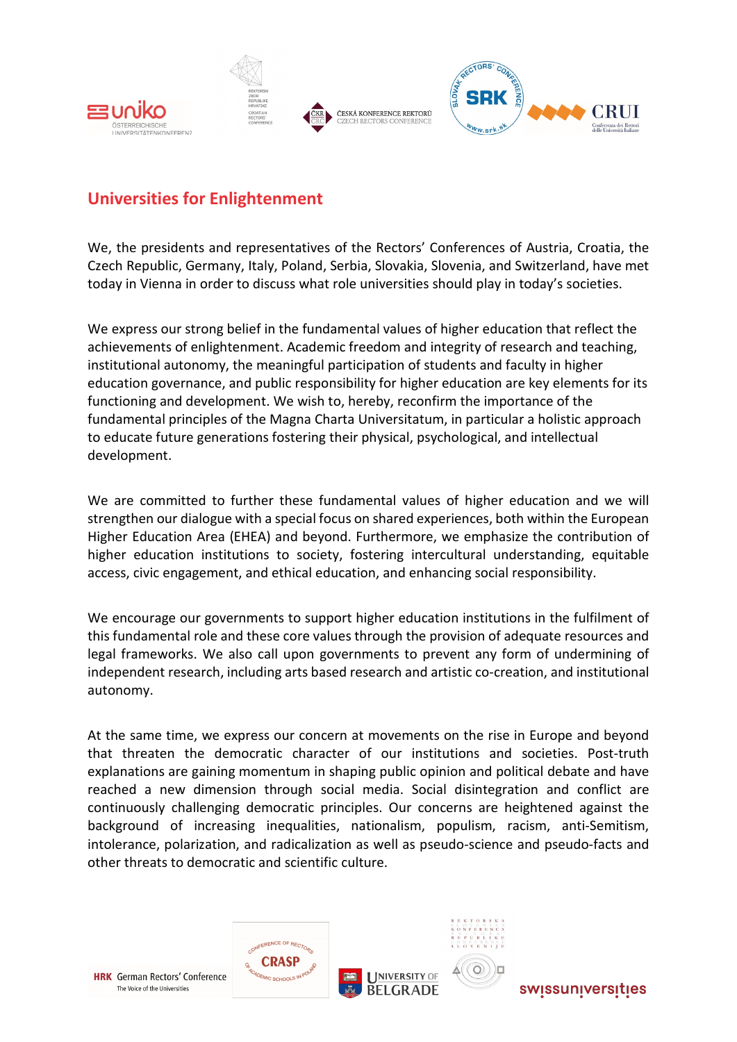## Universities for Enlightenment

We, the presidents and representatives of the Rectors' Conferences of Austria, Croatia, the Czech Republic, Germany, Italy, Poland, Serbia, Slovakia, Slovenia, and Switzerland, have met today in Vienna in order to discuss what role universities should play in today's societies.

We express our strong belief in the fundamental values of higher education that reflect the achievements of enlightenment. Academic freedom and integrity of research and teaching, institutional autonomy, the meaningful participation of students and faculty in higher education governance, and public responsibility for higher education are key elements for its functioning and development. We wish to, hereby, reconfirm the importance of the fundamental principles of the Magna Charta Universitatum, in particular a holistic approach to educate future generations fostering their physical, psychological, and intellectual development.

We are committed to further these fundamental values of higher education and we will strengthen our dialogue with a special focus on shared experiences, both within the European Higher Education Area (EHEA) and beyond. Furthermore, we emphasize the contribution of higher education institutions to society, fostering intercultural understanding, equitable access, civic engagement, and ethical education, and enhancing social responsibility.

We encourage our governments to support higher education institutions in the fulfilment of this fundamental role and these core values through the provision of adequate resources and legal frameworks. We also call upon governments to prevent any form of undermining of independent research, including arts based research and artistic co-creation, and institutional autonomy.

At the same time, we express our concern at movements on the rise in Europe and beyond that threaten the democratic character of our institutions and societies. Post-truth explanations are gaining momentum in shaping public opinion and political debate and have reached a new dimension through social media. Social disintegration and conflict are continuously challenging democratic principles. Our concerns are heightened against the background of increasing inequalities, nationalism, populism, racism, anti-Semitism, intolerance, polarization, and radicalization as well as pseudo-science and pseudo-facts and other threats to democratic and scientific culture.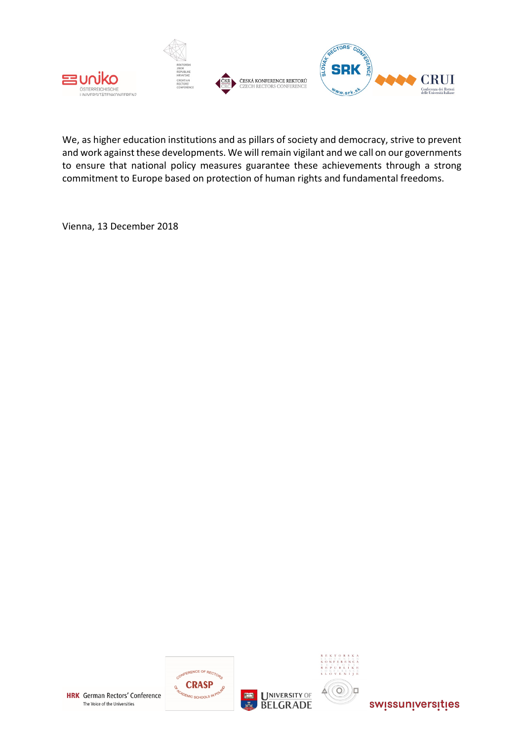We, as higher education institutions and as pillars of society and democracy, strive to prevent and work against these developments. We will remain vigilant and we call on our governments to ensure that national policy measures guarantee these achievements through a strong commitment to Europe based on protection of human rights and fundamental freedoms.

Vienna, 13 December 2018